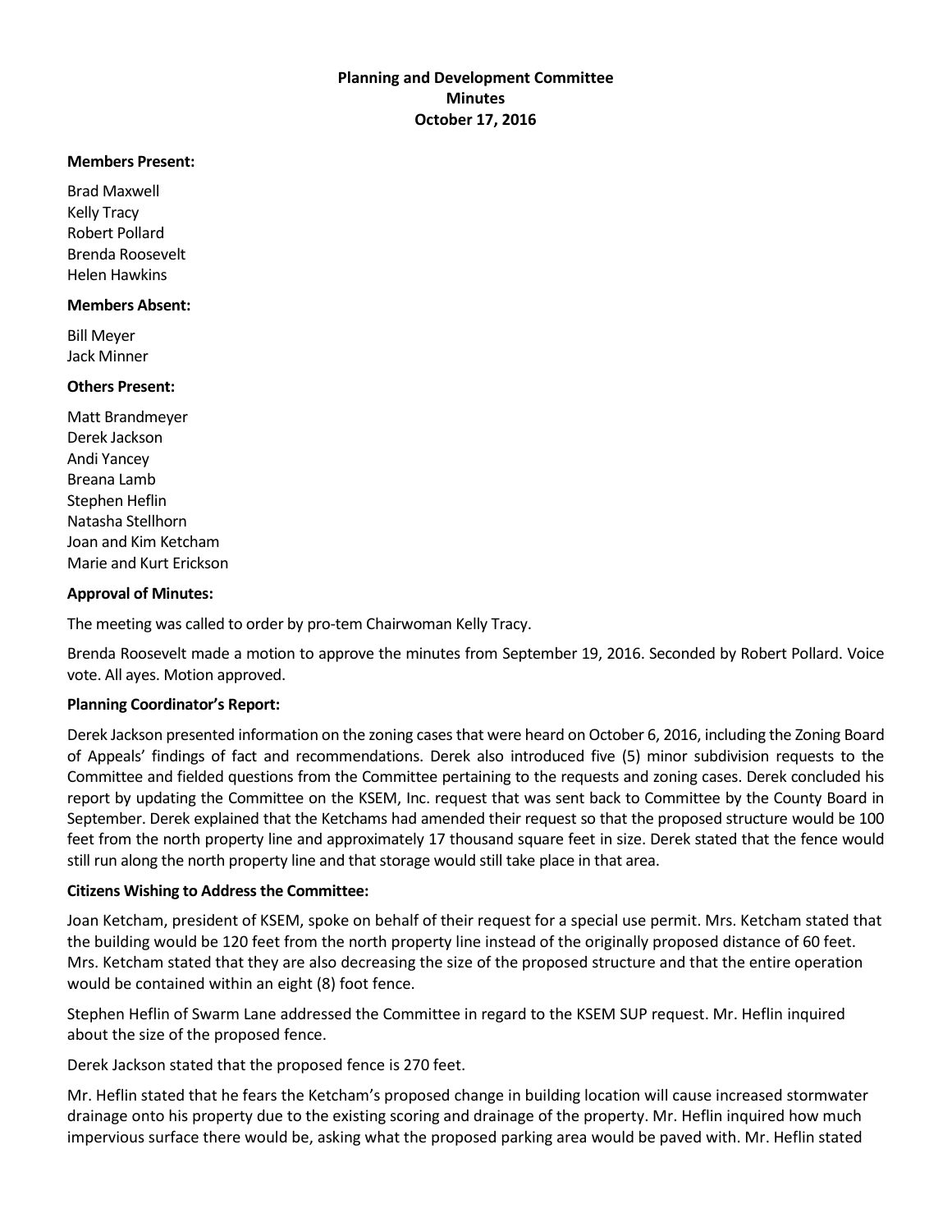**Planning and Development Committee**
**Minutes**
**October 17, 2016**

**Members Present:**

Brad Maxwell
Kelly Tracy
Robert Pollard
Brenda Roosevelt
Helen Hawkins

**Members Absent:**

Bill Meyer
Jack Minner

**Others Present:**

Matt Brandmeyer
Derek Jackson
Andi Yancey
Breana Lamb
Stephen Heflin
Natasha Stellhorn
Joan and Kim Ketcham
Marie and Kurt Erickson

**Approval of Minutes:**

The meeting was called to order by pro-tem Chairwoman Kelly Tracy.

Brenda Roosevelt made a motion to approve the minutes from September 19, 2016. Seconded by Robert Pollard. Voice vote. All ayes. Motion approved.

**Planning Coordinator's Report:**

Derek Jackson presented information on the zoning cases that were heard on October 6, 2016, including the Zoning Board of Appeals' findings of fact and recommendations. Derek also introduced five (5) minor subdivision requests to the Committee and fielded questions from the Committee pertaining to the requests and zoning cases. Derek concluded his report by updating the Committee on the KSEM, Inc. request that was sent back to Committee by the County Board in September. Derek explained that the Ketchams had amended their request so that the proposed structure would be 100 feet from the north property line and approximately 17 thousand square feet in size. Derek stated that the fence would still run along the north property line and that storage would still take place in that area.

**Citizens Wishing to Address the Committee:**

Joan Ketcham, president of KSEM, spoke on behalf of their request for a special use permit. Mrs. Ketcham stated that the building would be 120 feet from the north property line instead of the originally proposed distance of 60 feet. Mrs. Ketcham stated that they are also decreasing the size of the proposed structure and that the entire operation would be contained within an eight (8) foot fence.

Stephen Heflin of Swarm Lane addressed the Committee in regard to the KSEM SUP request. Mr. Heflin inquired about the size of the proposed fence.

Derek Jackson stated that the proposed fence is 270 feet.

Mr. Heflin stated that he fears the Ketcham's proposed change in building location will cause increased stormwater drainage onto his property due to the existing scoring and drainage of the property. Mr. Heflin inquired how much impervious surface there would be, asking what the proposed parking area would be paved with. Mr. Heflin stated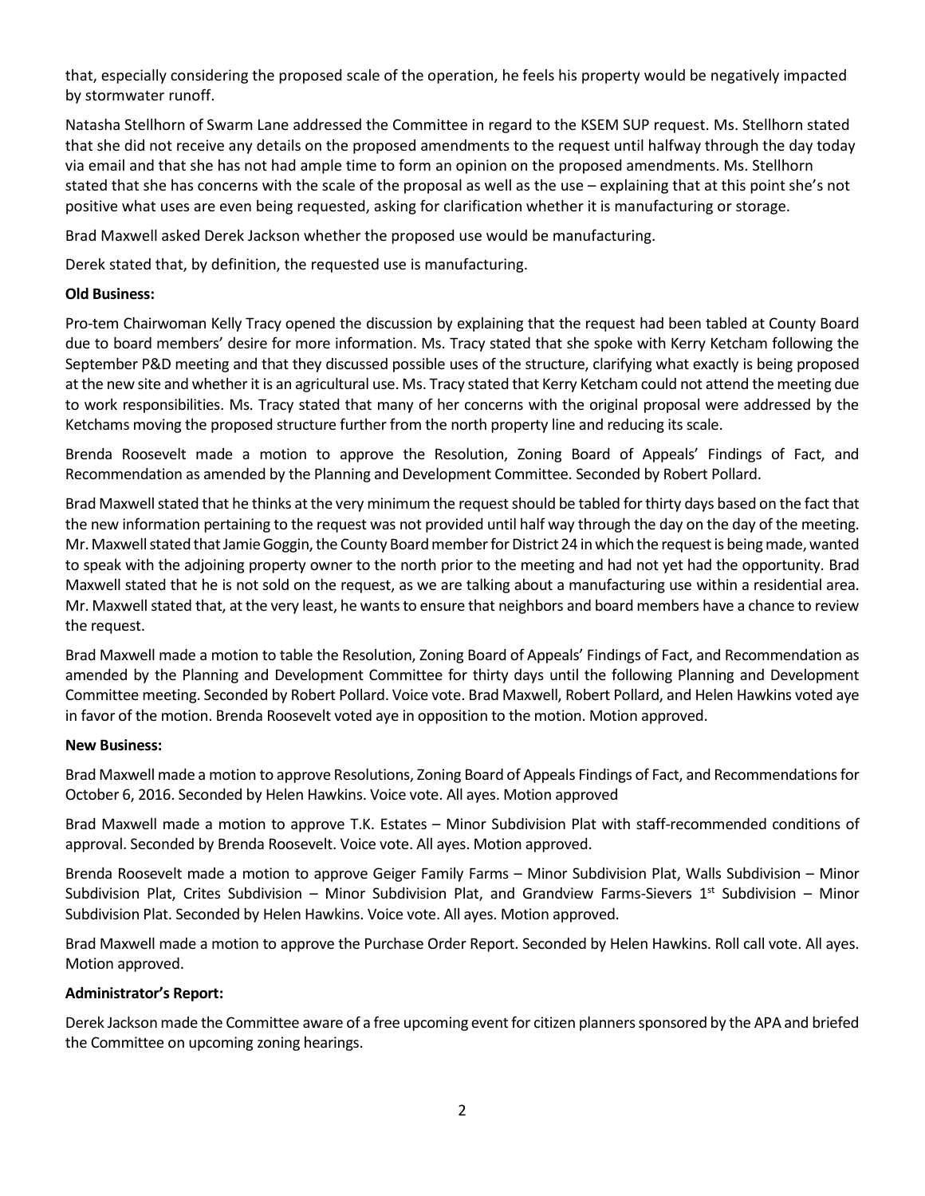that, especially considering the proposed scale of the operation, he feels his property would be negatively impacted by stormwater runoff.

Natasha Stellhorn of Swarm Lane addressed the Committee in regard to the KSEM SUP request. Ms. Stellhorn stated that she did not receive any details on the proposed amendments to the request until halfway through the day today via email and that she has not had ample time to form an opinion on the proposed amendments. Ms. Stellhorn stated that she has concerns with the scale of the proposal as well as the use – explaining that at this point she's not positive what uses are even being requested, asking for clarification whether it is manufacturing or storage.

Brad Maxwell asked Derek Jackson whether the proposed use would be manufacturing.

Derek stated that, by definition, the requested use is manufacturing.

**Old Business:**

Pro-tem Chairwoman Kelly Tracy opened the discussion by explaining that the request had been tabled at County Board due to board members' desire for more information. Ms. Tracy stated that she spoke with Kerry Ketcham following the September P&D meeting and that they discussed possible uses of the structure, clarifying what exactly is being proposed at the new site and whether it is an agricultural use. Ms. Tracy stated that Kerry Ketcham could not attend the meeting due to work responsibilities. Ms. Tracy stated that many of her concerns with the original proposal were addressed by the Ketchams moving the proposed structure further from the north property line and reducing its scale.

Brenda Roosevelt made a motion to approve the Resolution, Zoning Board of Appeals' Findings of Fact, and Recommendation as amended by the Planning and Development Committee. Seconded by Robert Pollard.

Brad Maxwell stated that he thinks at the very minimum the request should be tabled for thirty days based on the fact that the new information pertaining to the request was not provided until half way through the day on the day of the meeting. Mr. Maxwell stated that Jamie Goggin, the County Board member for District 24 in which the request is being made, wanted to speak with the adjoining property owner to the north prior to the meeting and had not yet had the opportunity. Brad Maxwell stated that he is not sold on the request, as we are talking about a manufacturing use within a residential area. Mr. Maxwell stated that, at the very least, he wants to ensure that neighbors and board members have a chance to review the request.

Brad Maxwell made a motion to table the Resolution, Zoning Board of Appeals' Findings of Fact, and Recommendation as amended by the Planning and Development Committee for thirty days until the following Planning and Development Committee meeting. Seconded by Robert Pollard. Voice vote. Brad Maxwell, Robert Pollard, and Helen Hawkins voted aye in favor of the motion. Brenda Roosevelt voted aye in opposition to the motion. Motion approved.

**New Business:**

Brad Maxwell made a motion to approve Resolutions, Zoning Board of Appeals Findings of Fact, and Recommendations for October 6, 2016. Seconded by Helen Hawkins. Voice vote. All ayes. Motion approved

Brad Maxwell made a motion to approve T.K. Estates – Minor Subdivision Plat with staff-recommended conditions of approval. Seconded by Brenda Roosevelt. Voice vote. All ayes. Motion approved.

Brenda Roosevelt made a motion to approve Geiger Family Farms – Minor Subdivision Plat, Walls Subdivision – Minor Subdivision Plat, Crites Subdivision – Minor Subdivision Plat, and Grandview Farms-Sievers 1st Subdivision – Minor Subdivision Plat. Seconded by Helen Hawkins. Voice vote. All ayes. Motion approved.

Brad Maxwell made a motion to approve the Purchase Order Report. Seconded by Helen Hawkins. Roll call vote. All ayes. Motion approved.

**Administrator's Report:**

Derek Jackson made the Committee aware of a free upcoming event for citizen planners sponsored by the APA and briefed the Committee on upcoming zoning hearings.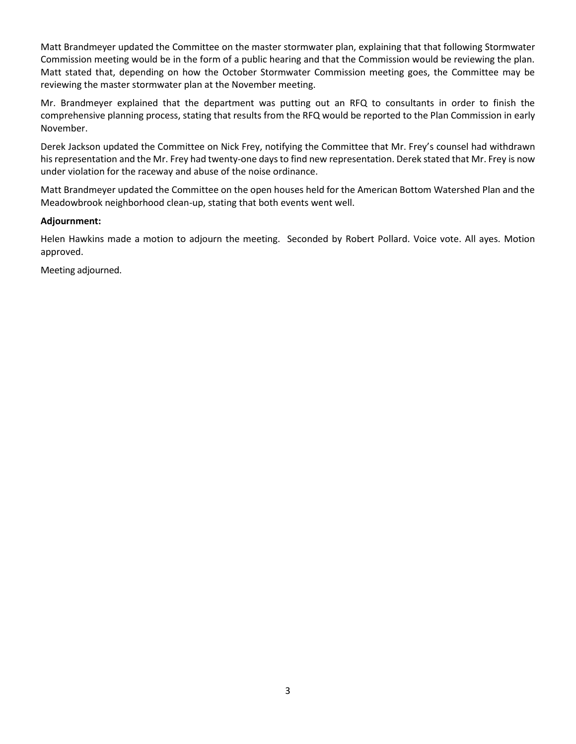Matt Brandmeyer updated the Committee on the master stormwater plan, explaining that that following Stormwater Commission meeting would be in the form of a public hearing and that the Commission would be reviewing the plan. Matt stated that, depending on how the October Stormwater Commission meeting goes, the Committee may be reviewing the master stormwater plan at the November meeting.

Mr. Brandmeyer explained that the department was putting out an RFQ to consultants in order to finish the comprehensive planning process, stating that results from the RFQ would be reported to the Plan Commission in early November.

Derek Jackson updated the Committee on Nick Frey, notifying the Committee that Mr. Frey's counsel had withdrawn his representation and the Mr. Frey had twenty-one days to find new representation. Derek stated that Mr. Frey is now under violation for the raceway and abuse of the noise ordinance.

Matt Brandmeyer updated the Committee on the open houses held for the American Bottom Watershed Plan and the Meadowbrook neighborhood clean-up, stating that both events went well.

**Adjournment:**

Helen Hawkins made a motion to adjourn the meeting. Seconded by Robert Pollard. Voice vote. All ayes. Motion approved.

Meeting adjourned.